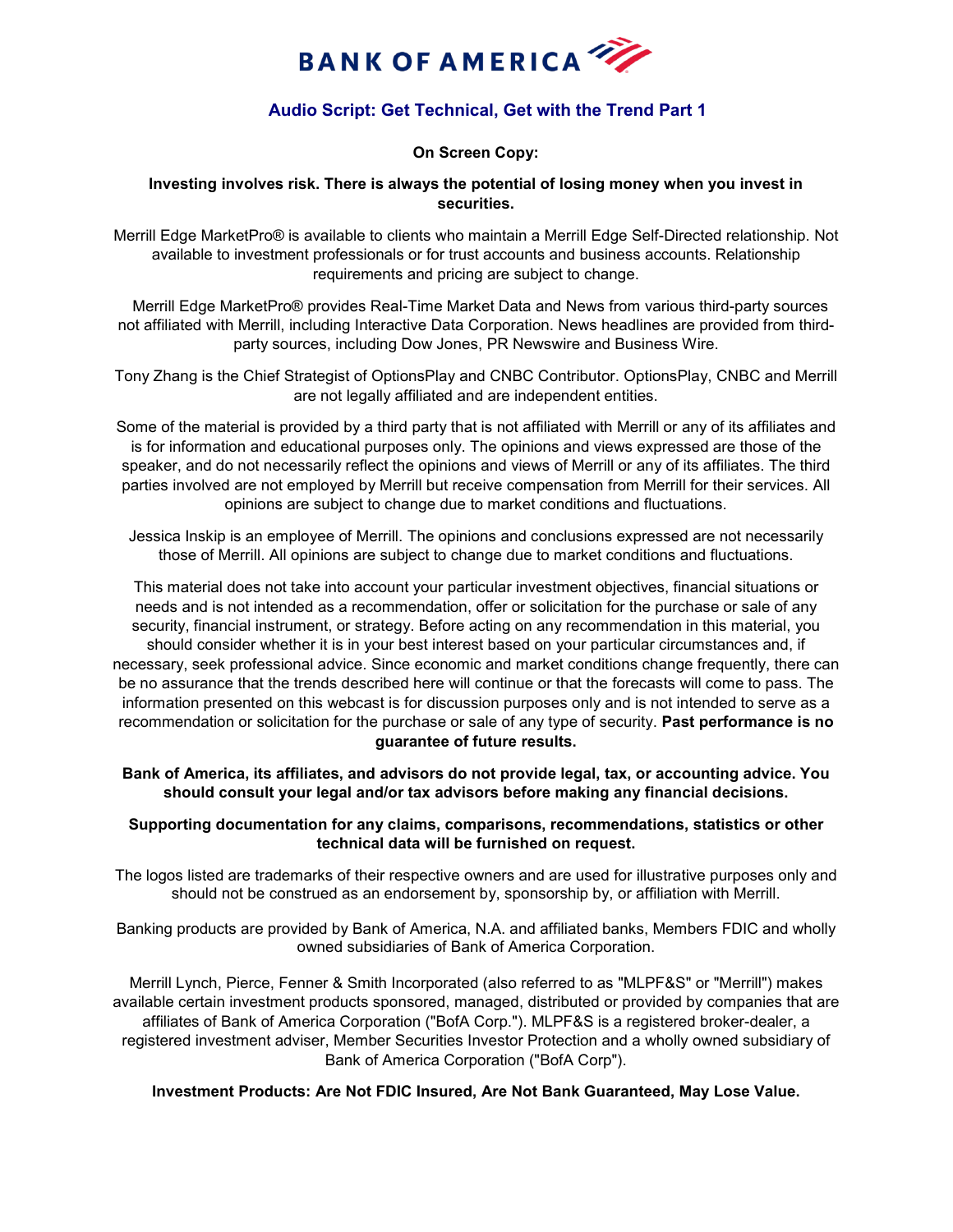BANK OF AMERICA

# Audio Script: Get Technical, Get with the Trend Part 1

**On Screen Copy:**

**Investing involves risk. There is always the potential of losing money when you invest in securities.**

Merrill Edge MarketPro® is available to clients who maintain a Merrill Edge Self-Directed relationship. Not available to investment professionals or for trust accounts and business accounts. Relationship requirements and pricing are subject to change.

Merrill Edge MarketPro® provides Real-Time Market Data and News from various third-party sources not affiliated with Merrill, including Interactive Data Corporation. News headlines are provided from third-party sources, including Dow Jones, PR Newswire and Business Wire.

Tony Zhang is the Chief Strategist of OptionsPlay and CNBC Contributor. OptionsPlay, CNBC and Merrill are not legally affiliated and are independent entities.

Some of the material is provided by a third party that is not affiliated with Merrill or any of its affiliates and is for information and educational purposes only. The opinions and views expressed are those of the speaker, and do not necessarily reflect the opinions and views of Merrill or any of its affiliates. The third parties involved are not employed by Merrill but receive compensation from Merrill for their services. All opinions are subject to change due to market conditions and fluctuations.

Jessica Inskip is an employee of Merrill. The opinions and conclusions expressed are not necessarily those of Merrill. All opinions are subject to change due to market conditions and fluctuations.

This material does not take into account your particular investment objectives, financial situations or needs and is not intended as a recommendation, offer or solicitation for the purchase or sale of any security, financial instrument, or strategy. Before acting on any recommendation in this material, you should consider whether it is in your best interest based on your particular circumstances and, if necessary, seek professional advice. Since economic and market conditions change frequently, there can be no assurance that the trends described here will continue or that the forecasts will come to pass. The information presented on this webcast is for discussion purposes only and is not intended to serve as a recommendation or solicitation for the purchase or sale of any type of security. **Past performance is no guarantee of future results.**

**Bank of America, its affiliates, and advisors do not provide legal, tax, or accounting advice. You should consult your legal and/or tax advisors before making any financial decisions.**

**Supporting documentation for any claims, comparisons, recommendations, statistics or other technical data will be furnished on request.**

The logos listed are trademarks of their respective owners and are used for illustrative purposes only and should not be construed as an endorsement by, sponsorship by, or affiliation with Merrill.

Banking products are provided by Bank of America, N.A. and affiliated banks, Members FDIC and wholly owned subsidiaries of Bank of America Corporation.

Merrill Lynch, Pierce, Fenner & Smith Incorporated (also referred to as "MLPF&S" or "Merrill") makes available certain investment products sponsored, managed, distributed or provided by companies that are affiliates of Bank of America Corporation ("BofA Corp."). MLPF&S is a registered broker-dealer, a registered investment adviser, Member Securities Investor Protection and a wholly owned subsidiary of Bank of America Corporation ("BofA Corp").

**Investment Products: Are Not FDIC Insured, Are Not Bank Guaranteed, May Lose Value.**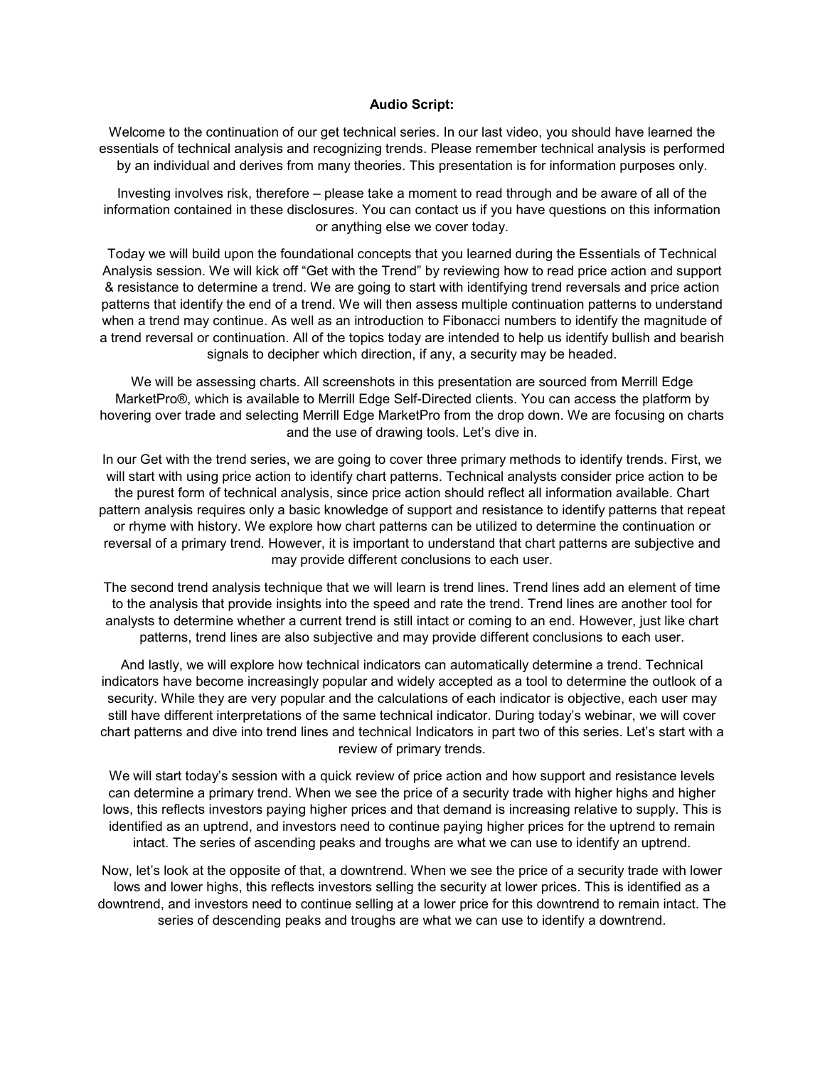**Audio Script:**

Welcome to the continuation of our get technical series. In our last video, you should have learned the essentials of technical analysis and recognizing trends. Please remember technical analysis is performed by an individual and derives from many theories. This presentation is for information purposes only.

Investing involves risk, therefore – please take a moment to read through and be aware of all of the information contained in these disclosures. You can contact us if you have questions on this information or anything else we cover today.

Today we will build upon the foundational concepts that you learned during the Essentials of Technical Analysis session. We will kick off "Get with the Trend" by reviewing how to read price action and support & resistance to determine a trend. We are going to start with identifying trend reversals and price action patterns that identify the end of a trend. We will then assess multiple continuation patterns to understand when a trend may continue. As well as an introduction to Fibonacci numbers to identify the magnitude of a trend reversal or continuation. All of the topics today are intended to help us identify bullish and bearish signals to decipher which direction, if any, a security may be headed.

We will be assessing charts. All screenshots in this presentation are sourced from Merrill Edge MarketPro®, which is available to Merrill Edge Self-Directed clients. You can access the platform by hovering over trade and selecting Merrill Edge MarketPro from the drop down. We are focusing on charts and the use of drawing tools. Let's dive in.

In our Get with the trend series, we are going to cover three primary methods to identify trends. First, we will start with using price action to identify chart patterns. Technical analysts consider price action to be the purest form of technical analysis, since price action should reflect all information available. Chart pattern analysis requires only a basic knowledge of support and resistance to identify patterns that repeat or rhyme with history. We explore how chart patterns can be utilized to determine the continuation or reversal of a primary trend. However, it is important to understand that chart patterns are subjective and may provide different conclusions to each user.

The second trend analysis technique that we will learn is trend lines. Trend lines add an element of time to the analysis that provide insights into the speed and rate the trend. Trend lines are another tool for analysts to determine whether a current trend is still intact or coming to an end. However, just like chart patterns, trend lines are also subjective and may provide different conclusions to each user.

And lastly, we will explore how technical indicators can automatically determine a trend. Technical indicators have become increasingly popular and widely accepted as a tool to determine the outlook of a security. While they are very popular and the calculations of each indicator is objective, each user may still have different interpretations of the same technical indicator. During today's webinar, we will cover chart patterns and dive into trend lines and technical Indicators in part two of this series. Let's start with a review of primary trends.

We will start today's session with a quick review of price action and how support and resistance levels can determine a primary trend. When we see the price of a security trade with higher highs and higher lows, this reflects investors paying higher prices and that demand is increasing relative to supply. This is identified as an uptrend, and investors need to continue paying higher prices for the uptrend to remain intact. The series of ascending peaks and troughs are what we can use to identify an uptrend.

Now, let's look at the opposite of that, a downtrend. When we see the price of a security trade with lower lows and lower highs, this reflects investors selling the security at lower prices. This is identified as a downtrend, and investors need to continue selling at a lower price for this downtrend to remain intact. The series of descending peaks and troughs are what we can use to identify a downtrend.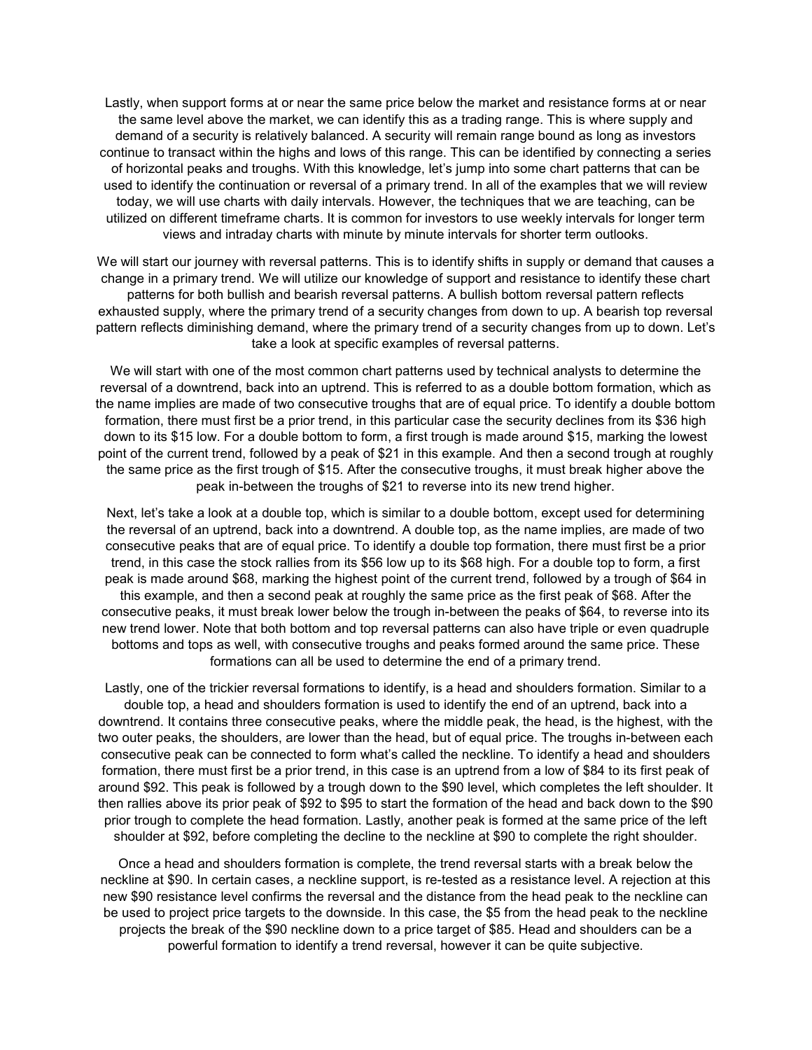Lastly, when support forms at or near the same price below the market and resistance forms at or near the same level above the market, we can identify this as a trading range. This is where supply and demand of a security is relatively balanced. A security will remain range bound as long as investors continue to transact within the highs and lows of this range. This can be identified by connecting a series of horizontal peaks and troughs. With this knowledge, let's jump into some chart patterns that can be used to identify the continuation or reversal of a primary trend. In all of the examples that we will review today, we will use charts with daily intervals. However, the techniques that we are teaching, can be utilized on different timeframe charts. It is common for investors to use weekly intervals for longer term views and intraday charts with minute by minute intervals for shorter term outlooks.

We will start our journey with reversal patterns. This is to identify shifts in supply or demand that causes a change in a primary trend. We will utilize our knowledge of support and resistance to identify these chart patterns for both bullish and bearish reversal patterns. A bullish bottom reversal pattern reflects exhausted supply, where the primary trend of a security changes from down to up. A bearish top reversal pattern reflects diminishing demand, where the primary trend of a security changes from up to down. Let's take a look at specific examples of reversal patterns.

We will start with one of the most common chart patterns used by technical analysts to determine the reversal of a downtrend, back into an uptrend. This is referred to as a double bottom formation, which as the name implies are made of two consecutive troughs that are of equal price. To identify a double bottom formation, there must first be a prior trend, in this particular case the security declines from its $36 high down to its $15 low. For a double bottom to form, a first trough is made around $15, marking the lowest point of the current trend, followed by a peak of $21 in this example. And then a second trough at roughly the same price as the first trough of $15. After the consecutive troughs, it must break higher above the peak in-between the troughs of $21 to reverse into its new trend higher.

Next, let's take a look at a double top, which is similar to a double bottom, except used for determining the reversal of an uptrend, back into a downtrend. A double top, as the name implies, are made of two consecutive peaks that are of equal price. To identify a double top formation, there must first be a prior trend, in this case the stock rallies from its $56 low up to its $68 high. For a double top to form, a first peak is made around $68, marking the highest point of the current trend, followed by a trough of $64 in this example, and then a second peak at roughly the same price as the first peak of $68. After the consecutive peaks, it must break lower below the trough in-between the peaks of $64, to reverse into its new trend lower. Note that both bottom and top reversal patterns can also have triple or even quadruple bottoms and tops as well, with consecutive troughs and peaks formed around the same price. These formations can all be used to determine the end of a primary trend.

Lastly, one of the trickier reversal formations to identify, is a head and shoulders formation. Similar to a double top, a head and shoulders formation is used to identify the end of an uptrend, back into a downtrend. It contains three consecutive peaks, where the middle peak, the head, is the highest, with the two outer peaks, the shoulders, are lower than the head, but of equal price. The troughs in-between each consecutive peak can be connected to form what's called the neckline. To identify a head and shoulders formation, there must first be a prior trend, in this case is an uptrend from a low of $84 to its first peak of around $92. This peak is followed by a trough down to the $90 level, which completes the left shoulder. It then rallies above its prior peak of $92 to $95 to start the formation of the head and back down to the $90 prior trough to complete the head formation. Lastly, another peak is formed at the same price of the left shoulder at $92, before completing the decline to the neckline at $90 to complete the right shoulder.

Once a head and shoulders formation is complete, the trend reversal starts with a break below the neckline at $90. In certain cases, a neckline support, is re-tested as a resistance level. A rejection at this new $90 resistance level confirms the reversal and the distance from the head peak to the neckline can be used to project price targets to the downside. In this case, the $5 from the head peak to the neckline projects the break of the $90 neckline down to a price target of $85. Head and shoulders can be a powerful formation to identify a trend reversal, however it can be quite subjective.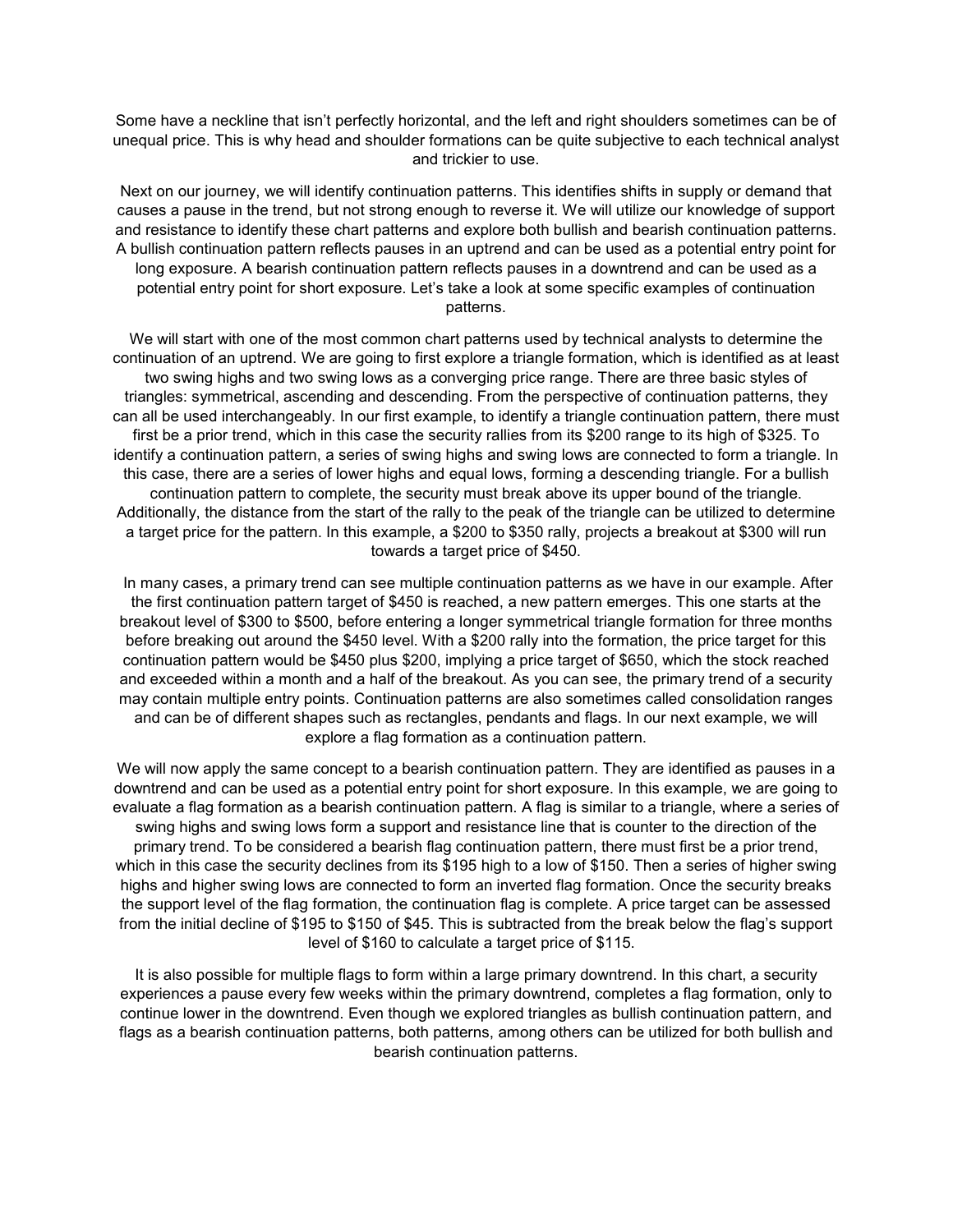Some have a neckline that isn't perfectly horizontal, and the left and right shoulders sometimes can be of unequal price. This is why head and shoulder formations can be quite subjective to each technical analyst and trickier to use.

Next on our journey, we will identify continuation patterns. This identifies shifts in supply or demand that causes a pause in the trend, but not strong enough to reverse it. We will utilize our knowledge of support and resistance to identify these chart patterns and explore both bullish and bearish continuation patterns. A bullish continuation pattern reflects pauses in an uptrend and can be used as a potential entry point for long exposure. A bearish continuation pattern reflects pauses in a downtrend and can be used as a potential entry point for short exposure. Let's take a look at some specific examples of continuation patterns.

We will start with one of the most common chart patterns used by technical analysts to determine the continuation of an uptrend. We are going to first explore a triangle formation, which is identified as at least two swing highs and two swing lows as a converging price range. There are three basic styles of triangles: symmetrical, ascending and descending. From the perspective of continuation patterns, they can all be used interchangeably. In our first example, to identify a triangle continuation pattern, there must first be a prior trend, which in this case the security rallies from its $200 range to its high of $325. To identify a continuation pattern, a series of swing highs and swing lows are connected to form a triangle. In this case, there are a series of lower highs and equal lows, forming a descending triangle. For a bullish continuation pattern to complete, the security must break above its upper bound of the triangle. Additionally, the distance from the start of the rally to the peak of the triangle can be utilized to determine a target price for the pattern. In this example, a $200 to $350 rally, projects a breakout at $300 will run towards a target price of $450.

In many cases, a primary trend can see multiple continuation patterns as we have in our example. After the first continuation pattern target of $450 is reached, a new pattern emerges. This one starts at the breakout level of $300 to $500, before entering a longer symmetrical triangle formation for three months before breaking out around the $450 level. With a $200 rally into the formation, the price target for this continuation pattern would be $450 plus $200, implying a price target of $650, which the stock reached and exceeded within a month and a half of the breakout. As you can see, the primary trend of a security may contain multiple entry points. Continuation patterns are also sometimes called consolidation ranges and can be of different shapes such as rectangles, pendants and flags. In our next example, we will explore a flag formation as a continuation pattern.

We will now apply the same concept to a bearish continuation pattern. They are identified as pauses in a downtrend and can be used as a potential entry point for short exposure. In this example, we are going to evaluate a flag formation as a bearish continuation pattern. A flag is similar to a triangle, where a series of swing highs and swing lows form a support and resistance line that is counter to the direction of the primary trend. To be considered a bearish flag continuation pattern, there must first be a prior trend, which in this case the security declines from its $195 high to a low of $150. Then a series of higher swing highs and higher swing lows are connected to form an inverted flag formation. Once the security breaks the support level of the flag formation, the continuation flag is complete. A price target can be assessed from the initial decline of $195 to $150 of $45. This is subtracted from the break below the flag's support level of $160 to calculate a target price of $115.

It is also possible for multiple flags to form within a large primary downtrend. In this chart, a security experiences a pause every few weeks within the primary downtrend, completes a flag formation, only to continue lower in the downtrend. Even though we explored triangles as bullish continuation pattern, and flags as a bearish continuation patterns, both patterns, among others can be utilized for both bullish and bearish continuation patterns.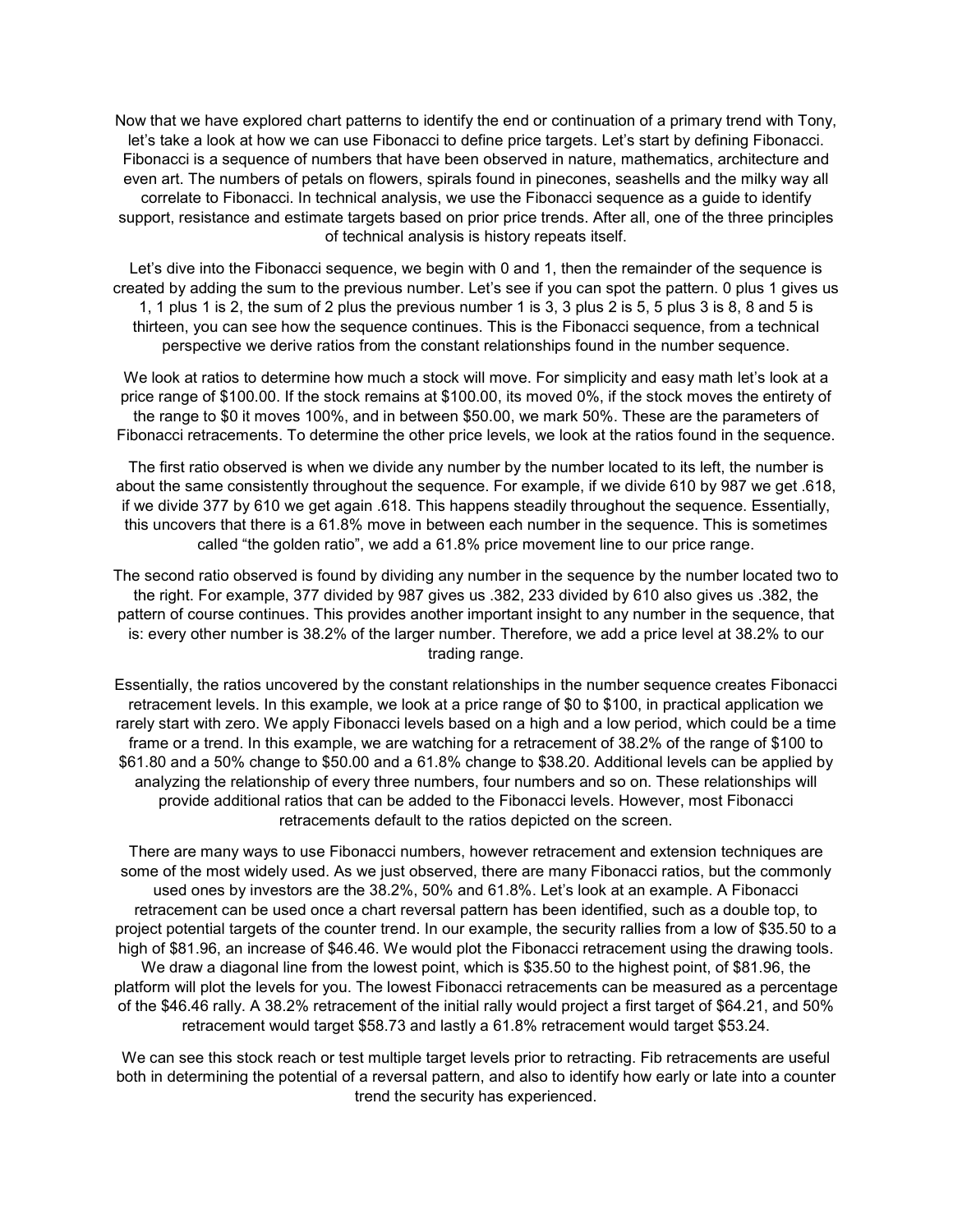Now that we have explored chart patterns to identify the end or continuation of a primary trend with Tony, let's take a look at how we can use Fibonacci to define price targets. Let's start by defining Fibonacci. Fibonacci is a sequence of numbers that have been observed in nature, mathematics, architecture and even art. The numbers of petals on flowers, spirals found in pinecones, seashells and the milky way all correlate to Fibonacci. In technical analysis, we use the Fibonacci sequence as a guide to identify support, resistance and estimate targets based on prior price trends. After all, one of the three principles of technical analysis is history repeats itself.

Let's dive into the Fibonacci sequence, we begin with 0 and 1, then the remainder of the sequence is created by adding the sum to the previous number. Let's see if you can spot the pattern. 0 plus 1 gives us 1, 1 plus 1 is 2, the sum of 2 plus the previous number 1 is 3, 3 plus 2 is 5, 5 plus 3 is 8, 8 and 5 is thirteen, you can see how the sequence continues. This is the Fibonacci sequence, from a technical perspective we derive ratios from the constant relationships found in the number sequence.

We look at ratios to determine how much a stock will move. For simplicity and easy math let's look at a price range of $100.00. If the stock remains at $100.00, its moved 0%, if the stock moves the entirety of the range to $0 it moves 100%, and in between $50.00, we mark 50%. These are the parameters of Fibonacci retracements. To determine the other price levels, we look at the ratios found in the sequence.

The first ratio observed is when we divide any number by the number located to its left, the number is about the same consistently throughout the sequence. For example, if we divide 610 by 987 we get .618, if we divide 377 by 610 we get again .618. This happens steadily throughout the sequence. Essentially, this uncovers that there is a 61.8% move in between each number in the sequence. This is sometimes called "the golden ratio", we add a 61.8% price movement line to our price range.

The second ratio observed is found by dividing any number in the sequence by the number located two to the right. For example, 377 divided by 987 gives us .382, 233 divided by 610 also gives us .382, the pattern of course continues. This provides another important insight to any number in the sequence, that is: every other number is 38.2% of the larger number. Therefore, we add a price level at 38.2% to our trading range.

Essentially, the ratios uncovered by the constant relationships in the number sequence creates Fibonacci retracement levels. In this example, we look at a price range of $0 to $100, in practical application we rarely start with zero. We apply Fibonacci levels based on a high and a low period, which could be a time frame or a trend. In this example, we are watching for a retracement of 38.2% of the range of $100 to $61.80 and a 50% change to $50.00 and a 61.8% change to $38.20. Additional levels can be applied by analyzing the relationship of every three numbers, four numbers and so on. These relationships will provide additional ratios that can be added to the Fibonacci levels. However, most Fibonacci retracements default to the ratios depicted on the screen.

There are many ways to use Fibonacci numbers, however retracement and extension techniques are some of the most widely used. As we just observed, there are many Fibonacci ratios, but the commonly used ones by investors are the 38.2%, 50% and 61.8%. Let's look at an example. A Fibonacci retracement can be used once a chart reversal pattern has been identified, such as a double top, to project potential targets of the counter trend. In our example, the security rallies from a low of $35.50 to a high of $81.96, an increase of $46.46. We would plot the Fibonacci retracement using the drawing tools. We draw a diagonal line from the lowest point, which is $35.50 to the highest point, of $81.96, the platform will plot the levels for you. The lowest Fibonacci retracements can be measured as a percentage of the $46.46 rally. A 38.2% retracement of the initial rally would project a first target of $64.21, and 50% retracement would target $58.73 and lastly a 61.8% retracement would target $53.24.

We can see this stock reach or test multiple target levels prior to retracting. Fib retracements are useful both in determining the potential of a reversal pattern, and also to identify how early or late into a counter trend the security has experienced.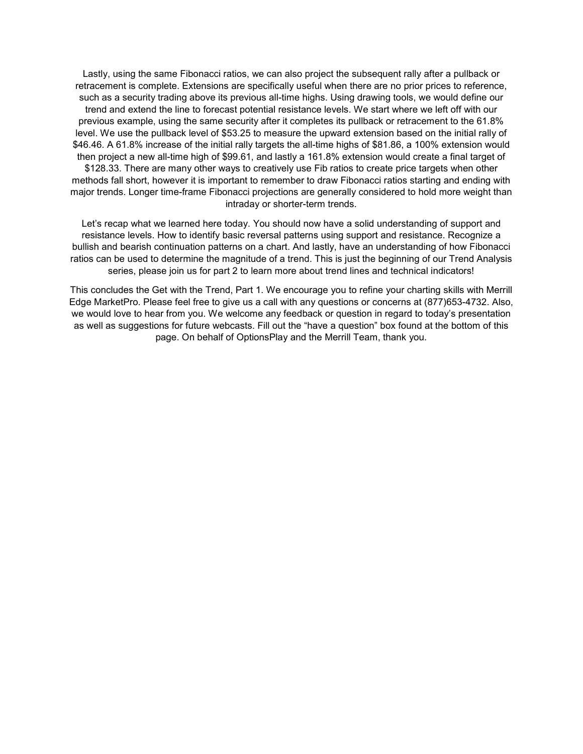Lastly, using the same Fibonacci ratios, we can also project the subsequent rally after a pullback or retracement is complete. Extensions are specifically useful when there are no prior prices to reference, such as a security trading above its previous all-time highs. Using drawing tools, we would define our trend and extend the line to forecast potential resistance levels. We start where we left off with our previous example, using the same security after it completes its pullback or retracement to the 61.8% level. We use the pullback level of $53.25 to measure the upward extension based on the initial rally of $46.46. A 61.8% increase of the initial rally targets the all-time highs of $81.86, a 100% extension would then project a new all-time high of $99.61, and lastly a 161.8% extension would create a final target of $128.33. There are many other ways to creatively use Fib ratios to create price targets when other methods fall short, however it is important to remember to draw Fibonacci ratios starting and ending with major trends. Longer time-frame Fibonacci projections are generally considered to hold more weight than intraday or shorter-term trends.

Let's recap what we learned here today. You should now have a solid understanding of support and resistance levels. How to identify basic reversal patterns using support and resistance. Recognize a bullish and bearish continuation patterns on a chart. And lastly, have an understanding of how Fibonacci ratios can be used to determine the magnitude of a trend. This is just the beginning of our Trend Analysis series, please join us for part 2 to learn more about trend lines and technical indicators!

This concludes the Get with the Trend, Part 1. We encourage you to refine your charting skills with Merrill Edge MarketPro. Please feel free to give us a call with any questions or concerns at (877)653-4732. Also, we would love to hear from you. We welcome any feedback or question in regard to today's presentation as well as suggestions for future webcasts. Fill out the "have a question" box found at the bottom of this page. On behalf of OptionsPlay and the Merrill Team, thank you.